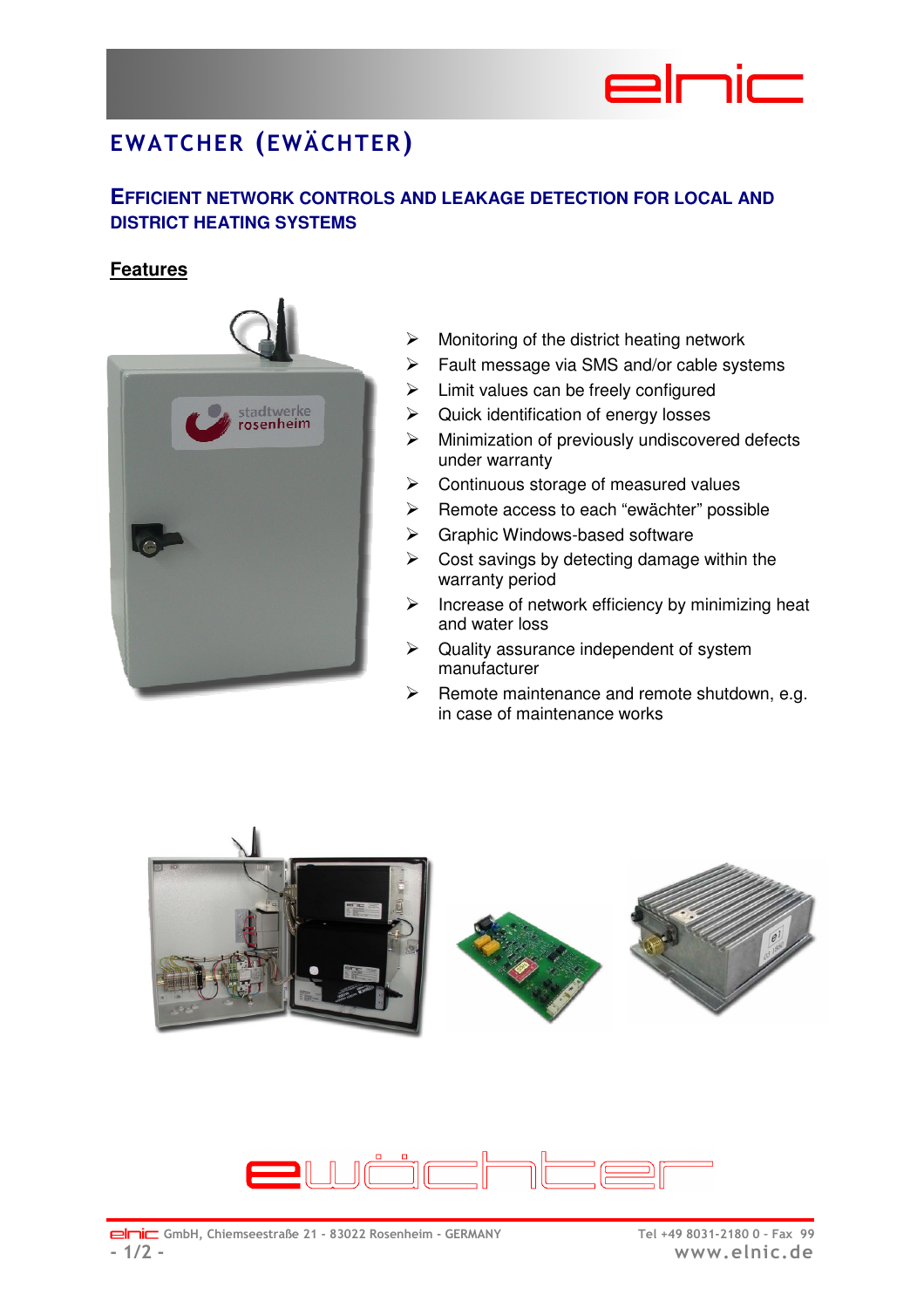# EWATCHER (EWÄCHTER)

## EFFICIENT NETWORK CONTROLS AND LEAKAGE DETECTION FOR LOCAL AND DISTRICT HEATING SYSTEMS

### Features

- Monitoring of the district heating network
- Fault message via SMS and/or cable systems
- Limit values can be freely configured
- Quick identification of energy losses
- Minimization of previously undiscovered defects under warranty
- Continuous storage of measured values
- Remote access to each "ewächter" possible
- Graphic Windows-based software
- Cost savings by detecting damage within the warranty period
- Increase of network efficiency by minimizing heat and water loss
- Quality assurance independent of system manufacturer
- Remote maintenance and remote shutdown, e.g. in case of maintenance works

elnic GmbH, Chiemseestraße 21 - 83022 Rosenheim - GERMANY

Tel +49 8031-2180 0 - Fax 99

www.elnic.de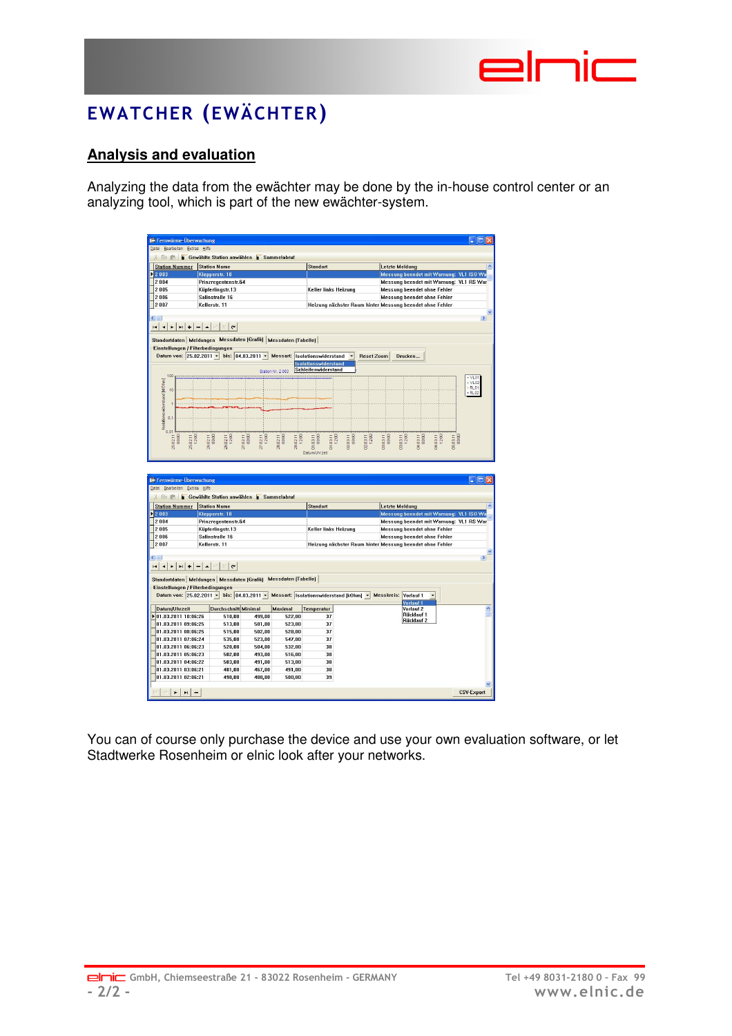# EWATCHER (EWÄCHTER)

## Analysis and evaluation

Analyzing the data from the ewächter may be done by the in-house control center or an analyzing tool, which is part of the new ewächter-system.

You can of course only purchase the device and use your own evaluation software, or let Stadtwerke Rosenheim or elnic look after your networks.